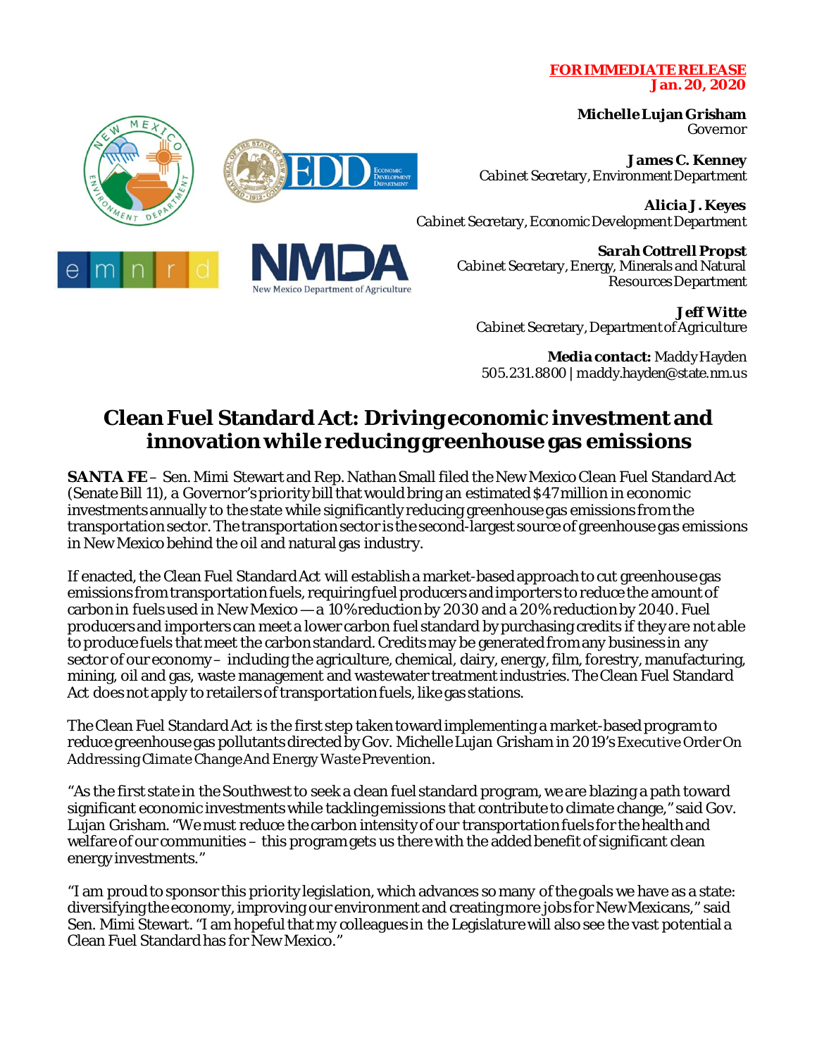**FOR IMMEDIATE RELEASE**
**Jan. 20, 2020**

**Michelle Lujan Grisham**
Governor

**James C. Kenney**
Cabinet Secretary, Environment Department

**Alicia J. Keyes**
Cabinet Secretary, Economic Development Department

**Sarah Cottrell Propst**
Cabinet Secretary, Energy, Minerals and Natural Resources Department

**Jeff Witte**
Cabinet Secretary, Department of Agriculture

**Media contact:** Maddy Hayden
505.231.8800 | maddy.hayden@state.nm.us

# Clean Fuel Standard Act: Driving economic investment and innovation while reducing greenhouse gas emissions

**SANTA FE** – Sen. Mimi Stewart and Rep. Nathan Small filed the New Mexico Clean Fuel Standard Act (Senate Bill 11), a Governor's priority bill that would bring an estimated $47 million in economic investments annually to the state while significantly reducing greenhouse gas emissions from the transportation sector. The transportation sector is the second-largest source of greenhouse gas emissions in New Mexico behind the oil and natural gas industry.

If enacted, the Clean Fuel Standard Act will establish a market-based approach to cut greenhouse gas emissions from transportation fuels, requiring fuel producers and importers to reduce the amount of carbon in fuels used in New Mexico — a 10% reduction by 2030 and a 20% reduction by 2040. Fuel producers and importers can meet a lower carbon fuel standard by purchasing credits if they are not able to produce fuels that meet the carbon standard. Credits may be generated from any business in any sector of our economy – including the agriculture, chemical, dairy, energy, film, forestry, manufacturing, mining, oil and gas, waste management and wastewater treatment industries. The Clean Fuel Standard Act does not apply to retailers of transportation fuels, like gas stations.

The Clean Fuel Standard Act is the first step taken toward implementing a market-based program to reduce greenhouse gas pollutants directed by Gov. Michelle Lujan Grisham in 2019's Executive Order On Addressing Climate Change And Energy Waste Prevention.

"As the first state in the Southwest to seek a clean fuel standard program, we are blazing a path toward significant economic investments while tackling emissions that contribute to climate change," said Gov. Lujan Grisham. "We must reduce the carbon intensity of our transportation fuels for the health and welfare of our communities – this program gets us there with the added benefit of significant clean energy investments."

"I am proud to sponsor this priority legislation, which advances so many of the goals we have as a state: diversifying the economy, improving our environment and creating more jobs for New Mexicans," said Sen. Mimi Stewart. "I am hopeful that my colleagues in the Legislature will also see the vast potential a Clean Fuel Standard has for New Mexico."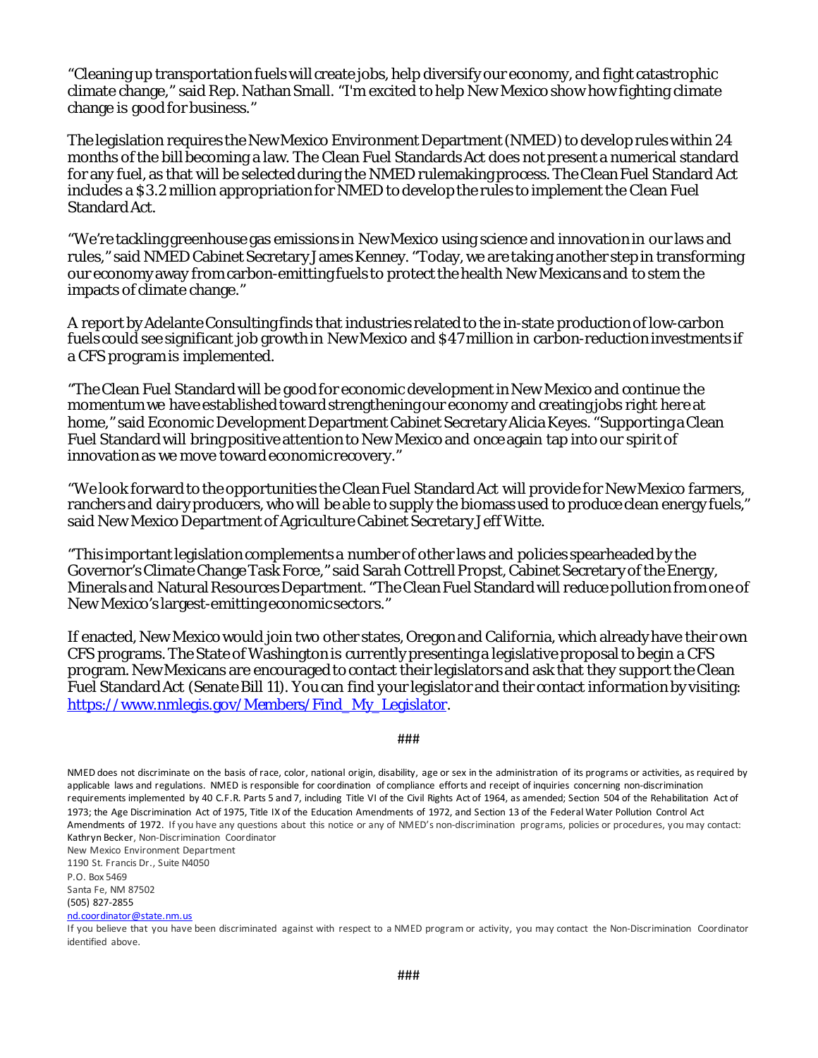"Cleaning up transportation fuels will create jobs, help diversify our economy, and fight catastrophic climate change," said Rep. Nathan Small. "I'm excited to help New Mexico show how fighting climate change is good for business."

The legislation requires the New Mexico Environment Department (NMED) to develop rules within 24 months of the bill becoming a law. The Clean Fuel Standards Act does not present a numerical standard for any fuel, as that will be selected during the NMED rulemaking process. The Clean Fuel Standard Act includes a $3.2 million appropriation for NMED to develop the rules to implement the Clean Fuel Standard Act.

"We're tackling greenhouse gas emissions in New Mexico using science and innovation in our laws and rules," said NMED Cabinet Secretary James Kenney. "Today, we are taking another step in transforming our economy away from carbon-emitting fuels to protect the health New Mexicans and to stem the impacts of climate change."

A report by Adelante Consulting finds that industries related to the in-state production of low-carbon fuels could see significant job growth in New Mexico and $47 million in carbon-reduction investments if a CFS program is implemented.

"The Clean Fuel Standard will be good for economic development in New Mexico and continue the momentum we have established toward strengthening our economy and creating jobs right here at home," said Economic Development Department Cabinet Secretary Alicia Keyes. "Supporting a Clean Fuel Standard will bring positive attention to New Mexico and once again tap into our spirit of innovation as we move toward economic recovery."

"We look forward to the opportunities the Clean Fuel Standard Act will provide for New Mexico farmers, ranchers and dairy producers, who will be able to supply the biomass used to produce clean energy fuels," said New Mexico Department of Agriculture Cabinet Secretary Jeff Witte.

"This important legislation complements a number of other laws and policies spearheaded by the Governor's Climate Change Task Force," said Sarah Cottrell Propst, Cabinet Secretary of the Energy, Minerals and Natural Resources Department. "The Clean Fuel Standard will reduce pollution from one of New Mexico's largest-emitting economic sectors."

If enacted, New Mexico would join two other states, Oregon and California, which already have their own CFS programs. The State of Washington is currently presenting a legislative proposal to begin a CFS program. New Mexicans are encouraged to contact their legislators and ask that they support the Clean Fuel Standard Act (Senate Bill 11). You can find your legislator and their contact information by visiting: [https://www.nmlegis.gov/Members/Find_My_Legislator](https://www.nmlegis.gov/Members/Find_My_Legislator).

###

NMED does not discriminate on the basis of race, color, national origin, disability, age or sex in the administration of its programs or activities, as required by applicable laws and regulations. NMED is responsible for coordination of compliance efforts and receipt of inquiries concerning non-discrimination requirements implemented by 40 C.F.R. Parts 5 and 7, including Title VI of the Civil Rights Act of 1964, as amended; Section 504 of the Rehabilitation Act of 1973; the Age Discrimination Act of 1975, Title IX of the Education Amendments of 1972, and Section 13 of the Federal Water Pollution Control Act Amendments of 1972. If you have any questions about this notice or any of NMED's non-discrimination programs, policies or procedures, you may contact:
Kathryn Becker, Non-Discrimination Coordinator
New Mexico Environment Department
1190 St. Francis Dr., Suite N4050
P.O. Box 5469
Santa Fe, NM 87502
(505) 827-2855
[nd.coordinator@state.nm.us](mailto:nd.coordinator@state.nm.us)
If you believe that you have been discriminated against with respect to a NMED program or activity, you may contact the Non-Discrimination Coordinator identified above.

###